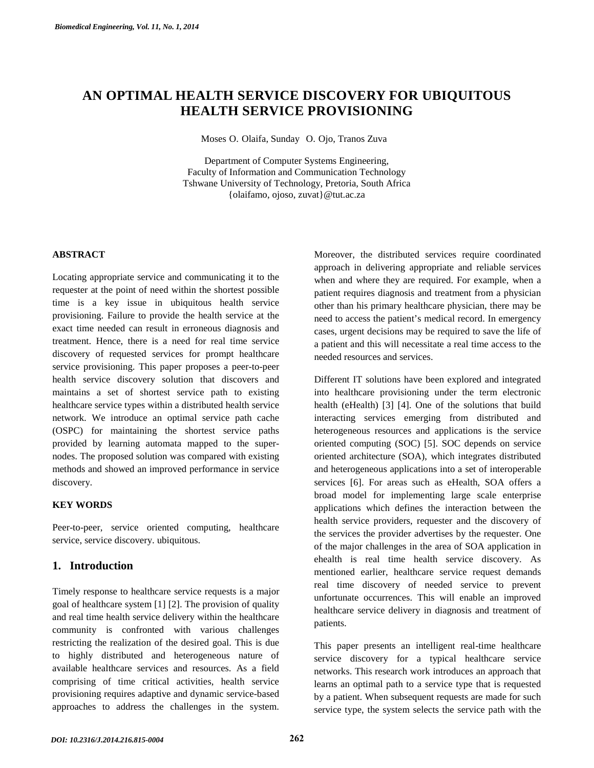# AN OPTIMAL HEALTH SERVICE DISCOVERY FOR UBIQUITOUS HEALTH SERVICE PROVISIONING

Moses O. Olaifa, Sunday O. Ojo, Tranos Zuva

Department of Computer Systems Engineering,
Faculty of Information and Communication Technology
Tshwane University of Technology, Pretoria, South Africa
{olaifamo, ojoso, zuvat}@tut.ac.za

## ABSTRACT

Locating appropriate service and communicating it to the requester at the point of need within the shortest possible time is a key issue in ubiquitous health service provisioning. Failure to provide the health service at the exact time needed can result in erroneous diagnosis and treatment. Hence, there is a need for real time service discovery of requested services for prompt healthcare service provisioning. This paper proposes a peer-to-peer health service discovery solution that discovers and maintains a set of shortest service path to existing healthcare service types within a distributed health service network. We introduce an optimal service path cache (OSPC) for maintaining the shortest service paths provided by learning automata mapped to the super-nodes. The proposed solution was compared with existing methods and showed an improved performance in service discovery.

## KEY WORDS

Peer-to-peer, service oriented computing, healthcare service, service discovery. ubiquitous.

## 1. Introduction

Timely response to healthcare service requests is a major goal of healthcare system [1] [2]. The provision of quality and real time health service delivery within the healthcare community is confronted with various challenges restricting the realization of the desired goal. This is due to highly distributed and heterogeneous nature of available healthcare services and resources. As a field comprising of time critical activities, health service provisioning requires adaptive and dynamic service-based approaches to address the challenges in the system. Moreover, the distributed services require coordinated approach in delivering appropriate and reliable services when and where they are required. For example, when a patient requires diagnosis and treatment from a physician other than his primary healthcare physician, there may be need to access the patient's medical record. In emergency cases, urgent decisions may be required to save the life of a patient and this will necessitate a real time access to the needed resources and services.

Different IT solutions have been explored and integrated into healthcare provisioning under the term electronic health (eHealth) [3] [4]. One of the solutions that build interacting services emerging from distributed and heterogeneous resources and applications is the service oriented computing (SOC) [5]. SOC depends on service oriented architecture (SOA), which integrates distributed and heterogeneous applications into a set of interoperable services [6]. For areas such as eHealth, SOA offers a broad model for implementing large scale enterprise applications which defines the interaction between the health service providers, requester and the discovery of the services the provider advertises by the requester. One of the major challenges in the area of SOA application in ehealth is real time health service discovery. As mentioned earlier, healthcare service request demands real time discovery of needed service to prevent unfortunate occurrences. This will enable an improved healthcare service delivery in diagnosis and treatment of patients.

This paper presents an intelligent real-time healthcare service discovery for a typical healthcare service networks. This research work introduces an approach that learns an optimal path to a service type that is requested by a patient. When subsequent requests are made for such service type, the system selects the service path with the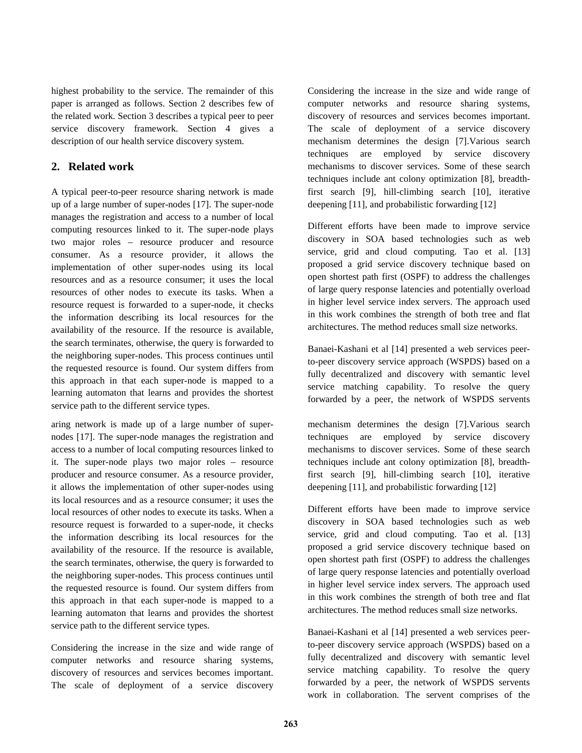highest probability to the service. The remainder of this paper is arranged as follows. Section 2 describes few of the related work. Section 3 describes a typical peer to peer service discovery framework. Section 4 gives a description of our health service discovery system.

## 2. Related work

A typical peer-to-peer resource sharing network is made up of a large number of super-nodes [17]. The super-node manages the registration and access to a number of local computing resources linked to it. The super-node plays two major roles – resource producer and resource consumer. As a resource provider, it allows the implementation of other super-nodes using its local resources and as a resource consumer; it uses the local resources of other nodes to execute its tasks. When a resource request is forwarded to a super-node, it checks the information describing its local resources for the availability of the resource. If the resource is available, the search terminates, otherwise, the query is forwarded to the neighboring super-nodes. This process continues until the requested resource is found. Our system differs from this approach in that each super-node is mapped to a learning automaton that learns and provides the shortest service path to the different service types.

aring network is made up of a large number of super-nodes [17]. The super-node manages the registration and access to a number of local computing resources linked to it. The super-node plays two major roles – resource producer and resource consumer. As a resource provider, it allows the implementation of other super-nodes using its local resources and as a resource consumer; it uses the local resources of other nodes to execute its tasks. When a resource request is forwarded to a super-node, it checks the information describing its local resources for the availability of the resource. If the resource is available, the search terminates, otherwise, the query is forwarded to the neighboring super-nodes. This process continues until the requested resource is found. Our system differs from this approach in that each super-node is mapped to a learning automaton that learns and provides the shortest service path to the different service types.

Considering the increase in the size and wide range of computer networks and resource sharing systems, discovery of resources and services becomes important. The scale of deployment of a service discovery mechanism determines the design [7].Various search techniques are employed by service discovery mechanisms to discover services. Some of these search techniques include ant colony optimization [8], breadth-first search [9], hill-climbing search [10], iterative deepening [11], and probabilistic forwarding [12]

Different efforts have been made to improve service discovery in SOA based technologies such as web service, grid and cloud computing. Tao et al. [13] proposed a grid service discovery technique based on open shortest path first (OSPF) to address the challenges of large query response latencies and potentially overload in higher level service index servers. The approach used in this work combines the strength of both tree and flat architectures. The method reduces small size networks.

Banaei-Kashani et al [14] presented a web services peer-to-peer discovery service approach (WSPDS) based on a fully decentralized and discovery with semantic level service matching capability. To resolve the query forwarded by a peer, the network of WSPDS servents

mechanism determines the design [7].Various search techniques are employed by service discovery mechanisms to discover services. Some of these search techniques include ant colony optimization [8], breadth-first search [9], hill-climbing search [10], iterative deepening [11], and probabilistic forwarding [12]

Different efforts have been made to improve service discovery in SOA based technologies such as web service, grid and cloud computing. Tao et al. [13] proposed a grid service discovery technique based on open shortest path first (OSPF) to address the challenges of large query response latencies and potentially overload in higher level service index servers. The approach used in this work combines the strength of both tree and flat architectures. The method reduces small size networks.

Banaei-Kashani et al [14] presented a web services peer-to-peer discovery service approach (WSPDS) based on a fully decentralized and discovery with semantic level service matching capability. To resolve the query forwarded by a peer, the network of WSPDS servents work in collaboration. The servent comprises of the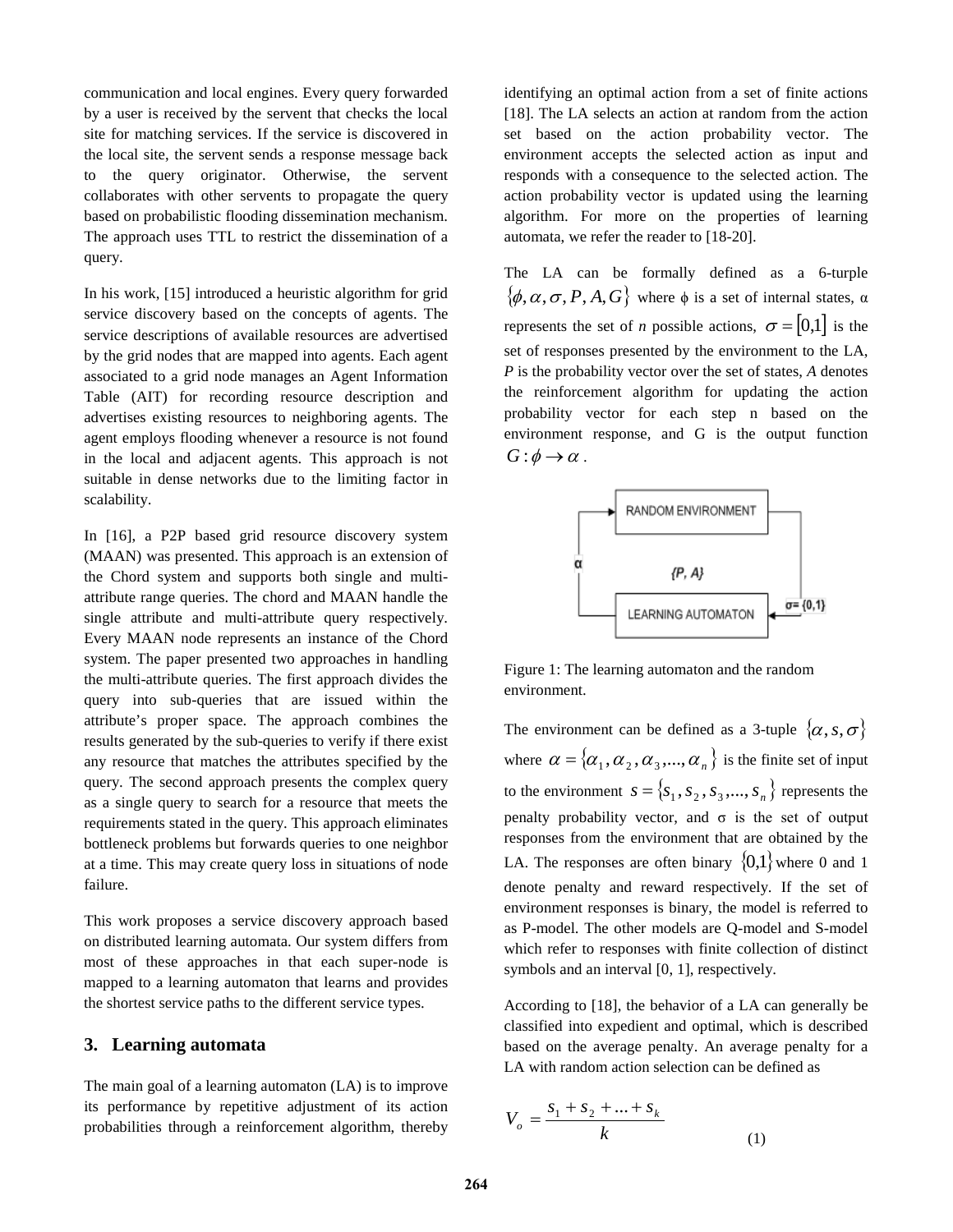communication and local engines. Every query forwarded by a user is received by the servent that checks the local site for matching services. If the service is discovered in the local site, the servent sends a response message back to the query originator. Otherwise, the servent collaborates with other servents to propagate the query based on probabilistic flooding dissemination mechanism. The approach uses TTL to restrict the dissemination of a query.

In his work, [15] introduced a heuristic algorithm for grid service discovery based on the concepts of agents. The service descriptions of available resources are advertised by the grid nodes that are mapped into agents. Each agent associated to a grid node manages an Agent Information Table (AIT) for recording resource description and advertises existing resources to neighboring agents. The agent employs flooding whenever a resource is not found in the local and adjacent agents. This approach is not suitable in dense networks due to the limiting factor in scalability.

In [16], a P2P based grid resource discovery system (MAAN) was presented. This approach is an extension of the Chord system and supports both single and multi-attribute range queries. The chord and MAAN handle the single attribute and multi-attribute query respectively. Every MAAN node represents an instance of the Chord system. The paper presented two approaches in handling the multi-attribute queries. The first approach divides the query into sub-queries that are issued within the attribute's proper space. The approach combines the results generated by the sub-queries to verify if there exist any resource that matches the attributes specified by the query. The second approach presents the complex query as a single query to search for a resource that meets the requirements stated in the query. This approach eliminates bottleneck problems but forwards queries to one neighbor at a time. This may create query loss in situations of node failure.

This work proposes a service discovery approach based on distributed learning automata. Our system differs from most of these approaches in that each super-node is mapped to a learning automaton that learns and provides the shortest service paths to the different service types.

## 3. Learning automata

The main goal of a learning automaton (LA) is to improve its performance by repetitive adjustment of its action probabilities through a reinforcement algorithm, thereby identifying an optimal action from a set of finite actions [18]. The LA selects an action at random from the action set based on the action probability vector. The environment accepts the selected action as input and responds with a consequence to the selected action. The action probability vector is updated using the learning algorithm. For more on the properties of learning automata, we refer the reader to [18-20].

The LA can be formally defined as a 6-turple $\{\phi, \alpha, \sigma, P, A, G\}$ where $\phi$ is a set of internal states, $\alpha$ represents the set of *n* possible actions, $\sigma = [0,1]$ is the set of responses presented by the environment to the LA, *P* is the probability vector over the set of states, *A* denotes the reinforcement algorithm for updating the action probability vector for each step n based on the environment response, and G is the output function $G : \phi \rightarrow \alpha$.

Figure 1: The learning automaton and the random environment.

The environment can be defined as a 3-tuple $\{\alpha, s, \sigma\}$ where $\alpha = \{\alpha_1, \alpha_2, \alpha_3, ..., \alpha_n\}$ is the finite set of input to the environment $s = \{s_1, s_2, s_3, ..., s_n\}$ represents the penalty probability vector, and $\sigma$ is the set of output responses from the environment that are obtained by the LA. The responses are often binary $\{0,1\}$ where 0 and 1 denote penalty and reward respectively. If the set of environment responses is binary, the model is referred to as P-model. The other models are Q-model and S-model which refer to responses with finite collection of distinct symbols and an interval [0, 1], respectively.

According to [18], the behavior of a LA can generally be classified into expedient and optimal, which is described based on the average penalty. An average penalty for a LA with random action selection can be defined as

$$V_o = \frac{s_1 + s_2 + ... + s_k}{k} \tag{1}$$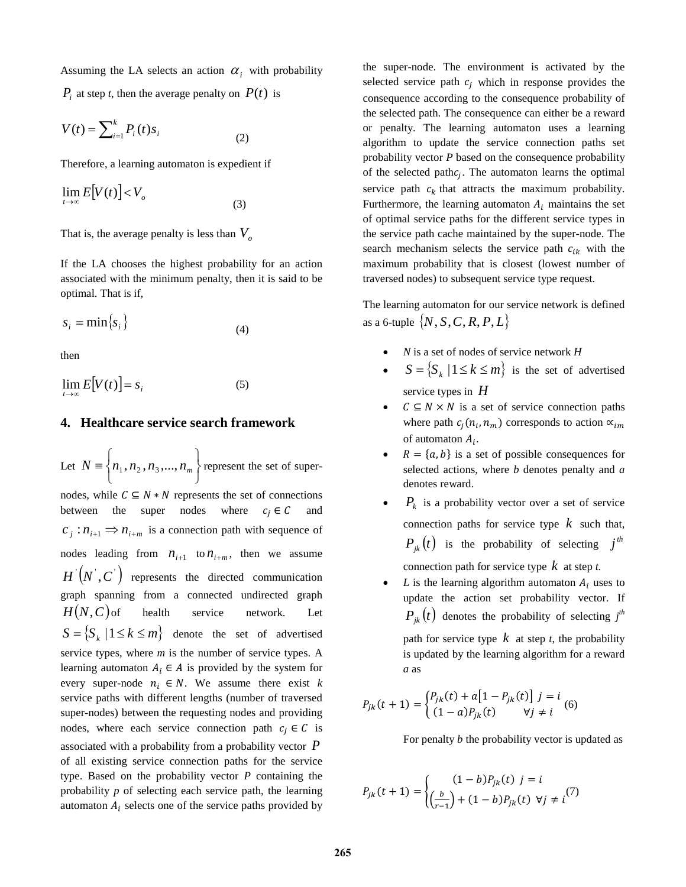Assuming the LA selects an action $\alpha_i$ with probability $P_i$ at step *t*, then the average penalty on $P(t)$ is

$$V(t) = \sum_{i=1}^{k} P_i(t) s_i \tag{2}$$

Therefore, a learning automaton is expedient if

$$\lim_{t \to \infty} E[V(t)] < V_o \tag{3}$$

That is, the average penalty is less than $V_o$

If the LA chooses the highest probability for an action associated with the minimum penalty, then it is said to be optimal. That is if,

$$s_i = \min\{s_i\} \tag{4}$$

then

$$\lim_{t \to \infty} E[V(t)] = s_i \tag{5}$$

## 4. Healthcare service search framework

Let $N \equiv \left\{ n_1, n_2, n_3, ..., n_m \right\}$ represent the set of super-nodes, while $C \subseteq N * N$ represents the set of connections between the super nodes where $c_j \in C$ and $c_j : n_{i+1} \Rightarrow n_{i+m}$ is a connection path with sequence of nodes leading from $n_{i+1}$ to $n_{i+m}$, then we assume $H'(N', C')$ represents the directed communication graph spanning from a connected undirected graph $H(N,C)$ of health service network. Let $S = \{S_k \mid 1 \le k \le m\}$ denote the set of advertised service types, where *m* is the number of service types. A learning automaton $A_i \in A$ is provided by the system for every super-node $n_i \in N$. We assume there exist *k* service paths with different lengths (number of traversed super-nodes) between the requesting nodes and providing nodes, where each service connection path $c_j \in C$ is associated with a probability from a probability vector $P$ of all existing service connection paths for the service type. Based on the probability vector *P* containing the probability *p* of selecting each service path, the learning automaton $A_i$ selects one of the service paths provided by the super-node. The environment is activated by the selected service path $c_j$ which in response provides the consequence according to the consequence probability of the selected path. The consequence can either be a reward or penalty. The learning automaton uses a learning algorithm to update the service connection paths set probability vector *P* based on the consequence probability of the selected path $c_j$. The automaton learns the optimal service path $c_k$ that attracts the maximum probability. Furthermore, the learning automaton $A_i$ maintains the set of optimal service paths for the different service types in the service path cache maintained by the super-node. The search mechanism selects the service path $c_{ik}$ with the maximum probability that is closest (lowest number of traversed nodes) to subsequent service type request.

The learning automaton for our service network is defined as a 6-tuple $\{N, S, C, R, P, L\}$

- *N* is a set of nodes of service network *H*
- $S = \{S_k \mid 1 \le k \le m\}$ is the set of advertised service types in $H$
- $C \subseteq N \times N$ is a set of service connection paths where path $c_j(n_i, n_m)$ corresponds to action $\propto_{im}$ of automaton $A_i$.
- $R = \{a, b\}$ is a set of possible consequences for selected actions, where *b* denotes penalty and *a* denotes reward.
- $P_k$ is a probability vector over a set of service connection paths for service type $k$ such that, $P_{jk}(t)$ is the probability of selecting $j^{th}$ connection path for service type $k$ at step *t.*
- *L* is the learning algorithm automaton $A_i$ uses to update the action set probability vector. If $P_{jk}(t)$ denotes the probability of selecting $j^{th}$ path for service type $k$ at step *t*, the probability is updated by the learning algorithm for a reward *a* as

$$P_{jk}(t+1) = \begin{cases} P_{jk}(t) + a[1 - P_{jk}(t)] & j = i \\ (1-a)P_{jk}(t) & \forall j \ne i \end{cases} \tag{6}$$

For penalty *b* the probability vector is updated as

$$P_{jk}(t+1) = \begin{cases} (1-b)P_{jk}(t) & j = i \\ \left(\frac{b}{r-1}\right) + (1-b)P_{jk}(t) & \forall j \ne i \end{cases} \tag{7}$$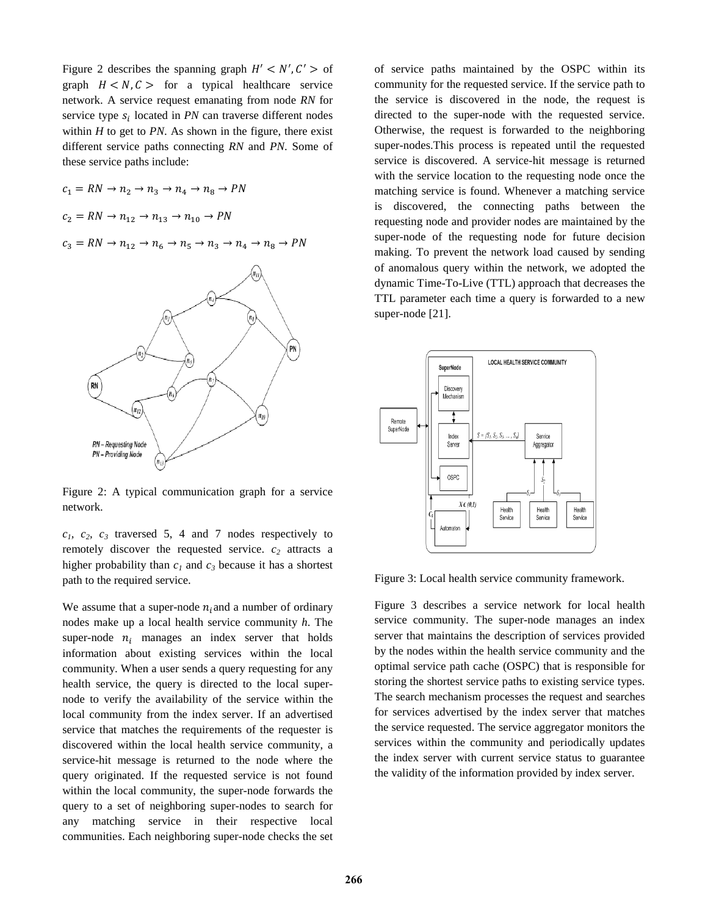Figure 2 describes the spanning graph $H' < N', C' >$ of graph $H < N, C >$ for a typical healthcare service network. A service request emanating from node *RN* for service type $s_i$ located in *PN* can traverse different nodes within *H* to get to *PN*. As shown in the figure, there exist different service paths connecting *RN* and *PN*. Some of these service paths include:

$$c_1 = RN \rightarrow n_2 \rightarrow n_3 \rightarrow n_4 \rightarrow n_8 \rightarrow PN$$

$$c_2 = RN \rightarrow n_{12} \rightarrow n_{13} \rightarrow n_{10} \rightarrow PN$$

$$c_3 = RN \rightarrow n_{12} \rightarrow n_6 \rightarrow n_5 \rightarrow n_3 \rightarrow n_4 \rightarrow n_8 \rightarrow PN$$

Figure 2: A typical communication graph for a service network.

$c_1$, $c_2$, $c_3$ traversed 5, 4 and 7 nodes respectively to remotely discover the requested service. $c_2$ attracts a higher probability than $c_1$ and $c_3$ because it has a shortest path to the required service.

We assume that a super-node $n_i$ and a number of ordinary nodes make up a local health service community *h*. The super-node $n_i$ manages an index server that holds information about existing services within the local community. When a user sends a query requesting for any health service, the query is directed to the local super-node to verify the availability of the service within the local community from the index server. If an advertised service that matches the requirements of the requester is discovered within the local health service community, a service-hit message is returned to the node where the query originated. If the requested service is not found within the local community, the super-node forwards the query to a set of neighboring super-nodes to search for any matching service in their respective local communities. Each neighboring super-node checks the set of service paths maintained by the OSPC within its community for the requested service. If the service path to the service is discovered in the node, the request is directed to the super-node with the requested service. Otherwise, the request is forwarded to the neighboring super-nodes.This process is repeated until the requested service is discovered. A service-hit message is returned with the service location to the requesting node once the matching service is found. Whenever a matching service is discovered, the connecting paths between the requesting node and provider nodes are maintained by the super-node of the requesting node for future decision making. To prevent the network load caused by sending of anomalous query within the network, we adopted the dynamic Time-To-Live (TTL) approach that decreases the TTL parameter each time a query is forwarded to a new super-node [21].

Figure 3: Local health service community framework.

Figure 3 describes a service network for local health service community. The super-node manages an index server that maintains the description of services provided by the nodes within the health service community and the optimal service path cache (OSPC) that is responsible for storing the shortest service paths to existing service types. The search mechanism processes the request and searches for services advertised by the index server that matches the service requested. The service aggregator monitors the services within the community and periodically updates the index server with current service status to guarantee the validity of the information provided by index server.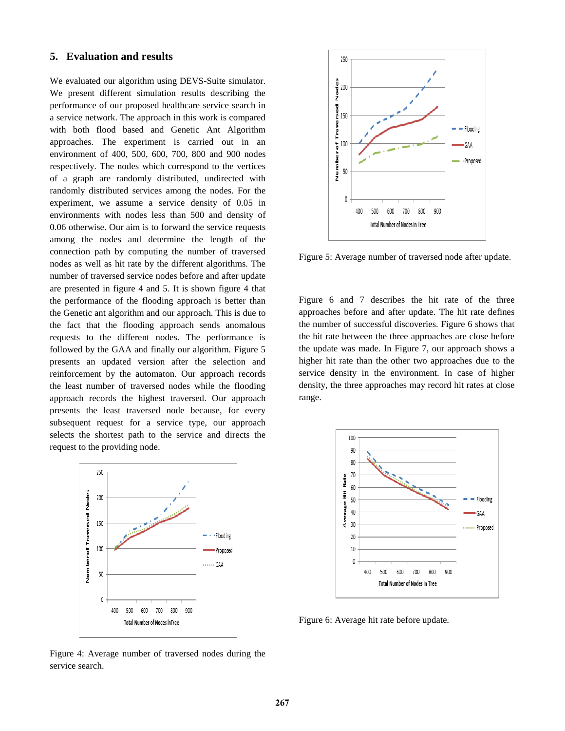## 5. Evaluation and results

We evaluated our algorithm using DEVS-Suite simulator. We present different simulation results describing the performance of our proposed healthcare service search in a service network. The approach in this work is compared with both flood based and Genetic Ant Algorithm approaches. The experiment is carried out in an environment of 400, 500, 600, 700, 800 and 900 nodes respectively. The nodes which correspond to the vertices of a graph are randomly distributed, undirected with randomly distributed services among the nodes. For the experiment, we assume a service density of 0.05 in environments with nodes less than 500 and density of 0.06 otherwise. Our aim is to forward the service requests among the nodes and determine the length of the connection path by computing the number of traversed nodes as well as hit rate by the different algorithms. The number of traversed service nodes before and after update are presented in figure 4 and 5. It is shown figure 4 that the performance of the flooding approach is better than the Genetic ant algorithm and our approach. This is due to the fact that the flooding approach sends anomalous requests to the different nodes. The performance is followed by the GAA and finally our algorithm. Figure 5 presents an updated version after the selection and reinforcement by the automaton. Our approach records the least number of traversed nodes while the flooding approach records the highest traversed. Our approach presents the least traversed node because, for every subsequent request for a service type, our approach selects the shortest path to the service and directs the request to the providing node.

Figure 4: Average number of traversed nodes during the service search.

Figure 5: Average number of traversed node after update.

Figure 6 and 7 describes the hit rate of the three approaches before and after update. The hit rate defines the number of successful discoveries. Figure 6 shows that the hit rate between the three approaches are close before the update was made. In Figure 7, our approach shows a higher hit rate than the other two approaches due to the service density in the environment. In case of higher density, the three approaches may record hit rates at close range.

Figure 6: Average hit rate before update.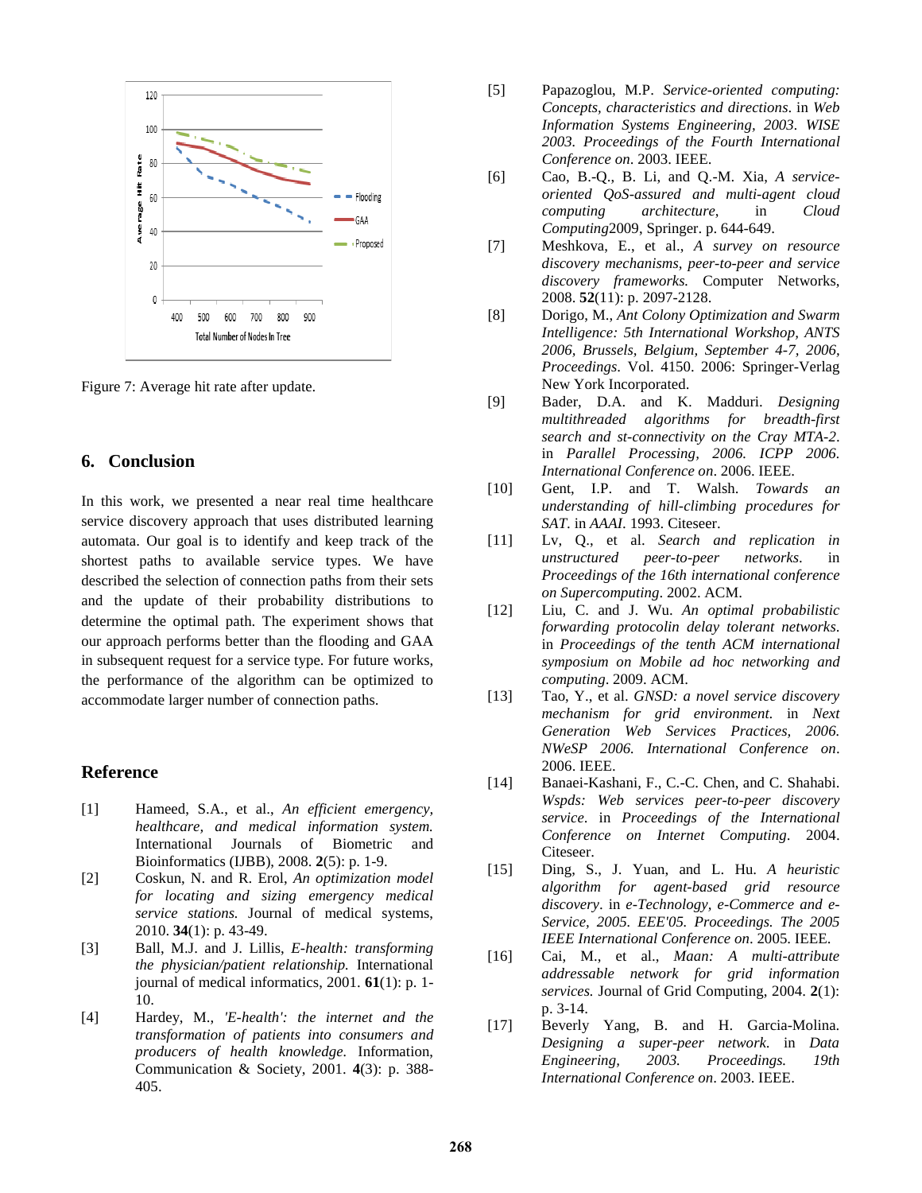Figure 7: Average hit rate after update.

## 6. Conclusion

In this work, we presented a near real time healthcare service discovery approach that uses distributed learning automata. Our goal is to identify and keep track of the shortest paths to available service types. We have described the selection of connection paths from their sets and the update of their probability distributions to determine the optimal path. The experiment shows that our approach performs better than the flooding and GAA in subsequent request for a service type. For future works, the performance of the algorithm can be optimized to accommodate larger number of connection paths.

## Reference

[1] Hameed, S.A., et al., *An efficient emergency, healthcare, and medical information system.* International Journals of Biometric and Bioinformatics (IJBB), 2008. **2**(5): p. 1-9.

[2] Coskun, N. and R. Erol, *An optimization model for locating and sizing emergency medical service stations.* Journal of medical systems, 2010. **34**(1): p. 43-49.

[3] Ball, M.J. and J. Lillis, *E-health: transforming the physician/patient relationship.* International journal of medical informatics, 2001. **61**(1): p. 1-10.

[4] Hardey, M., *'E-health': the internet and the transformation of patients into consumers and producers of health knowledge.* Information, Communication & Society, 2001. **4**(3): p. 388-405.

[5] Papazoglou, M.P. *Service-oriented computing: Concepts, characteristics and directions*. in *Web Information Systems Engineering, 2003. WISE 2003. Proceedings of the Fourth International Conference on*. 2003. IEEE.

[6] Cao, B.-Q., B. Li, and Q.-M. Xia, *A service-oriented QoS-assured and multi-agent cloud computing architecture*, in *Cloud Computing*2009, Springer. p. 644-649.

[7] Meshkova, E., et al., *A survey on resource discovery mechanisms, peer-to-peer and service discovery frameworks.* Computer Networks, 2008. **52**(11): p. 2097-2128.

[8] Dorigo, M., *Ant Colony Optimization and Swarm Intelligence: 5th International Workshop, ANTS 2006, Brussels, Belgium, September 4-7, 2006, Proceedings*. Vol. 4150. 2006: Springer-Verlag New York Incorporated.

[9] Bader, D.A. and K. Madduri. *Designing multithreaded algorithms for breadth-first search and st-connectivity on the Cray MTA-2*. in *Parallel Processing, 2006. ICPP 2006. International Conference on*. 2006. IEEE.

[10] Gent, I.P. and T. Walsh. *Towards an understanding of hill-climbing procedures for SAT*. in *AAAI*. 1993. Citeseer.

[11] Lv, Q., et al. *Search and replication in unstructured peer-to-peer networks*. in *Proceedings of the 16th international conference on Supercomputing*. 2002. ACM.

[12] Liu, C. and J. Wu. *An optimal probabilistic forwarding protocolin delay tolerant networks*. in *Proceedings of the tenth ACM international symposium on Mobile ad hoc networking and computing*. 2009. ACM.

[13] Tao, Y., et al. *GNSD: a novel service discovery mechanism for grid environment*. in *Next Generation Web Services Practices, 2006. NWeSP 2006. International Conference on*. 2006. IEEE.

[14] Banaei-Kashani, F., C.-C. Chen, and C. Shahabi. *Wspds: Web services peer-to-peer discovery service*. in *Proceedings of the International Conference on Internet Computing*. 2004. Citeseer.

[15] Ding, S., J. Yuan, and L. Hu. *A heuristic algorithm for agent-based grid resource discovery*. in *e-Technology, e-Commerce and e-Service, 2005. EEE'05. Proceedings. The 2005 IEEE International Conference on*. 2005. IEEE.

[16] Cai, M., et al., *Maan: A multi-attribute addressable network for grid information services.* Journal of Grid Computing, 2004. **2**(1): p. 3-14.

[17] Beverly Yang, B. and H. Garcia-Molina. *Designing a super-peer network*. in *Data Engineering, 2003. Proceedings. 19th International Conference on*. 2003. IEEE.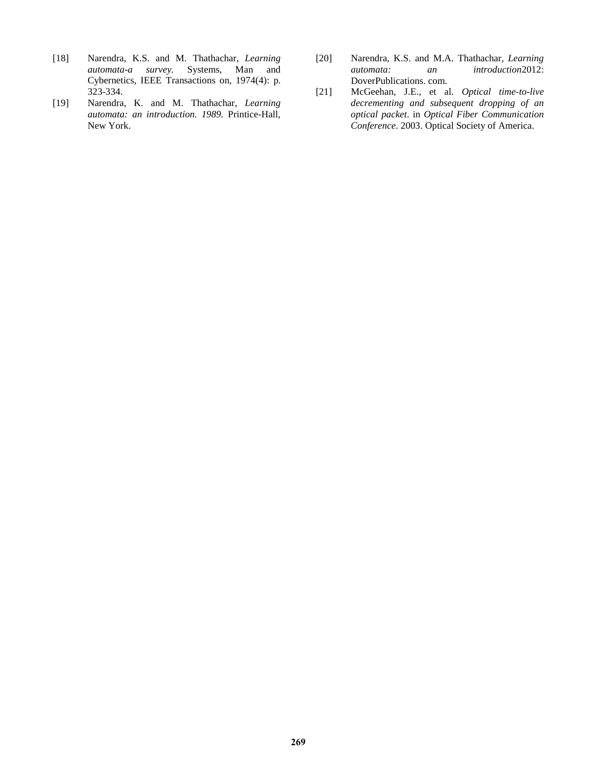[18] Narendra, K.S. and M. Thathachar, *Learning automata-a survey*. Systems, Man and Cybernetics, IEEE Transactions on, 1974(4): p. 323-334.

[19] Narendra, K. and M. Thathachar, *Learning automata: an introduction. 1989.* Printice-Hall, New York.

[20] Narendra, K.S. and M.A. Thathachar, *Learning automata: an introduction*2012: DoverPublications. com.

[21] McGeehan, J.E., et al. *Optical time-to-live decrementing and subsequent dropping of an optical packet*. in *Optical Fiber Communication Conference*. 2003. Optical Society of America.